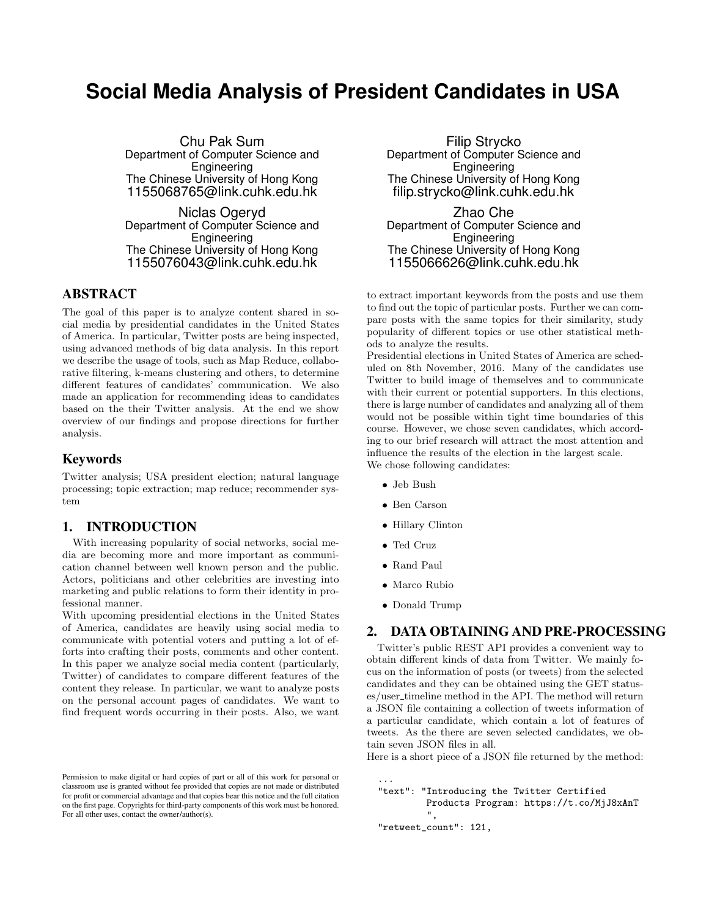# Social Media Analysis of President Candidates in USA

Chu Pak Sum
Department of Computer Science and Engineering
The Chinese University of Hong Kong
1155068765@link.cuhk.edu.hk

Filip Strycko
Department of Computer Science and Engineering
The Chinese University of Hong Kong
filip.strycko@link.cuhk.edu.hk

Niclas Ogeryd
Department of Computer Science and Engineering
The Chinese University of Hong Kong
1155076043@link.cuhk.edu.hk

Zhao Che
Department of Computer Science and Engineering
The Chinese University of Hong Kong
1155066626@link.cuhk.edu.hk

## ABSTRACT

The goal of this paper is to analyze content shared in social media by presidential candidates in the United States of America. In particular, Twitter posts are being inspected, using advanced methods of big data analysis. In this report we describe the usage of tools, such as Map Reduce, collaborative filtering, k-means clustering and others, to determine different features of candidates' communication. We also made an application for recommending ideas to candidates based on the their Twitter analysis. At the end we show overview of our findings and propose directions for further analysis.

## Keywords

Twitter analysis; USA president election; natural language processing; topic extraction; map reduce; recommender system

## 1. INTRODUCTION

With increasing popularity of social networks, social media are becoming more and more important as communication channel between well known person and the public. Actors, politicians and other celebrities are investing into marketing and public relations to form their identity in professional manner.

With upcoming presidential elections in the United States of America, candidates are heavily using social media to communicate with potential voters and putting a lot of efforts into crafting their posts, comments and other content. In this paper we analyze social media content (particularly, Twitter) of candidates to compare different features of the content they release. In particular, we want to analyze posts on the personal account pages of candidates. We want to find frequent words occurring in their posts. Also, we want to extract important keywords from the posts and use them to find out the topic of particular posts. Further we can compare posts with the same topics for their similarity, study popularity of different topics or use other statistical methods to analyze the results.

Presidential elections in United States of America are scheduled on 8th November, 2016. Many of the candidates use Twitter to build image of themselves and to communicate with their current or potential supporters. In this elections, there is large number of candidates and analyzing all of them would not be possible within tight time boundaries of this course. However, we chose seven candidates, which according to our brief research will attract the most attention and influence the results of the election in the largest scale.

We chose following candidates:

- Jeb Bush
- Ben Carson
- Hillary Clinton
- Ted Cruz
- Rand Paul
- Marco Rubio
- Donald Trump

## 2. DATA OBTAINING AND PRE-PROCESSING

Twitter's public REST API provides a convenient way to obtain different kinds of data from Twitter. We mainly focus on the information of posts (or tweets) from the selected candidates and they can be obtained using the GET statuses/user_timeline method in the API. The method will return a JSON file containing a collection of tweets information of a particular candidate, which contain a lot of features of tweets. As the there are seven selected candidates, we obtain seven JSON files in all.

Here is a short piece of a JSON file returned by the method:

```
...
"text": "Introducing the Twitter Certified
        Products Program: https://t.co/MjJ8xAnT
        ",
"retweet_count": 121,
```

Permission to make digital or hard copies of part or all of this work for personal or classroom use is granted without fee provided that copies are not made or distributed for profit or commercial advantage and that copies bear this notice and the full citation on the first page. Copyrights for third-party components of this work must be honored. For all other uses, contact the owner/author(s).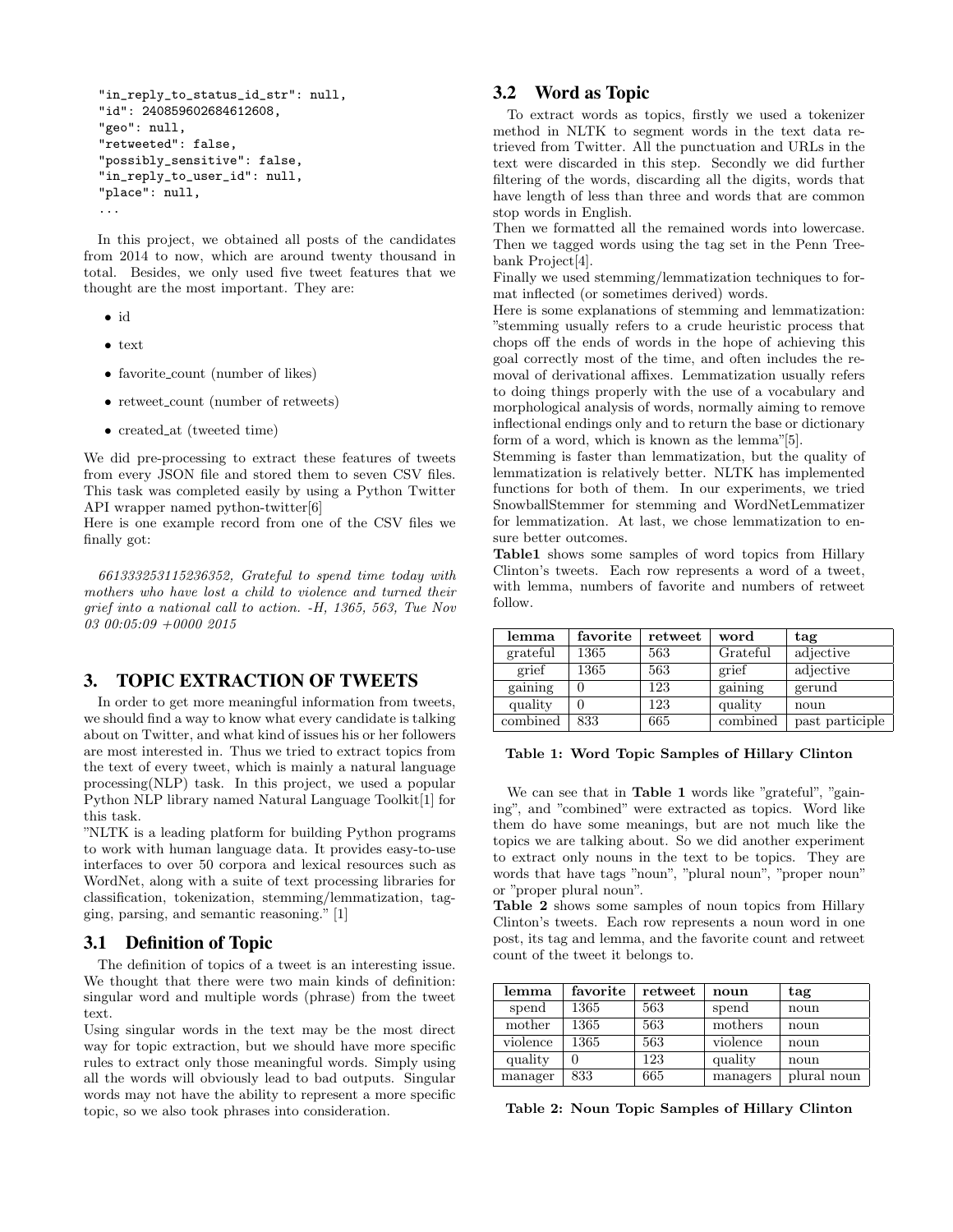```
"in_reply_to_status_id_str": null,
"id": 240859602684612608,
"geo": null,
"retweeted": false,
"possibly_sensitive": false,
"in_reply_to_user_id": null,
"place": null,
...
```

In this project, we obtained all posts of the candidates from 2014 to now, which are around twenty thousand in total. Besides, we only used five tweet features that we thought are the most important. They are:

- id
- text
- favorite_count (number of likes)
- retweet_count (number of retweets)
- created_at (tweeted time)

We did pre-processing to extract these features of tweets from every JSON file and stored them to seven CSV files. This task was completed easily by using a Python Twitter API wrapper named python-twitter[6]

Here is one example record from one of the CSV files we finally got:

*661333253115236352, Grateful to spend time today with mothers who have lost a child to violence and turned their grief into a national call to action. -H, 1365, 563, Tue Nov 03 00:05:09 +0000 2015*

## 3. TOPIC EXTRACTION OF TWEETS

In order to get more meaningful information from tweets, we should find a way to know what every candidate is talking about on Twitter, and what kind of issues his or her followers are most interested in. Thus we tried to extract topics from the text of every tweet, which is mainly a natural language processing(NLP) task. In this project, we used a popular Python NLP library named Natural Language Toolkit[1] for this task.

"NLTK is a leading platform for building Python programs to work with human language data. It provides easy-to-use interfaces to over 50 corpora and lexical resources such as WordNet, along with a suite of text processing libraries for classification, tokenization, stemming/lemmatization, tagging, parsing, and semantic reasoning." [1]

### 3.1 Definition of Topic

The definition of topics of a tweet is an interesting issue. We thought that there were two main kinds of definition: singular word and multiple words (phrase) from the tweet text.

Using singular words in the text may be the most direct way for topic extraction, but we should have more specific rules to extract only those meaningful words. Simply using all the words will obviously lead to bad outputs. Singular words may not have the ability to represent a more specific topic, so we also took phrases into consideration.

### 3.2 Word as Topic

To extract words as topics, firstly we used a tokenizer method in NLTK to segment words in the text data retrieved from Twitter. All the punctuation and URLs in the text were discarded in this step. Secondly we did further filtering of the words, discarding all the digits, words that have length of less than three and words that are common stop words in English.

Then we formatted all the remained words into lowercase. Then we tagged words using the tag set in the Penn Treebank Project[4].

Finally we used stemming/lemmatization techniques to format inflected (or sometimes derived) words.

Here is some explanations of stemming and lemmatization: "stemming usually refers to a crude heuristic process that chops off the ends of words in the hope of achieving this goal correctly most of the time, and often includes the removal of derivational affixes. Lemmatization usually refers to doing things properly with the use of a vocabulary and morphological analysis of words, normally aiming to remove inflectional endings only and to return the base or dictionary form of a word, which is known as the lemma"[5].

Stemming is faster than lemmatization, but the quality of lemmatization is relatively better. NLTK has implemented functions for both of them. In our experiments, we tried SnowballStemmer for stemming and WordNetLemmatizer for lemmatization. At last, we chose lemmatization to ensure better outcomes.

**Table1** shows some samples of word topics from Hillary Clinton's tweets. Each row represents a word of a tweet, with lemma, numbers of favorite and numbers of retweet follow.

| lemma | favorite | retweet | word | tag |
|---|---|---|---|---|
| grateful | 1365 | 563 | Grateful | adjective |
| grief | 1365 | 563 | grief | adjective |
| gaining | 0 | 123 | gaining | gerund |
| quality | 0 | 123 | quality | noun |
| combined | 833 | 665 | combined | past participle |

**Table 1: Word Topic Samples of Hillary Clinton**

We can see that in **Table 1** words like "grateful", "gaining", and "combined" were extracted as topics. Word like them do have some meanings, but are not much like the topics we are talking about. So we did another experiment to extract only nouns in the text to be topics. They are words that have tags "noun", "plural noun", "proper noun" or "proper plural noun".

**Table 2** shows some samples of noun topics from Hillary Clinton's tweets. Each row represents a noun word in one post, its tag and lemma, and the favorite count and retweet count of the tweet it belongs to.

| lemma | favorite | retweet | noun | tag |
|---|---|---|---|---|
| spend | 1365 | 563 | spend | noun |
| mother | 1365 | 563 | mothers | noun |
| violence | 1365 | 563 | violence | noun |
| quality | 0 | 123 | quality | noun |
| manager | 833 | 665 | managers | plural noun |

**Table 2: Noun Topic Samples of Hillary Clinton**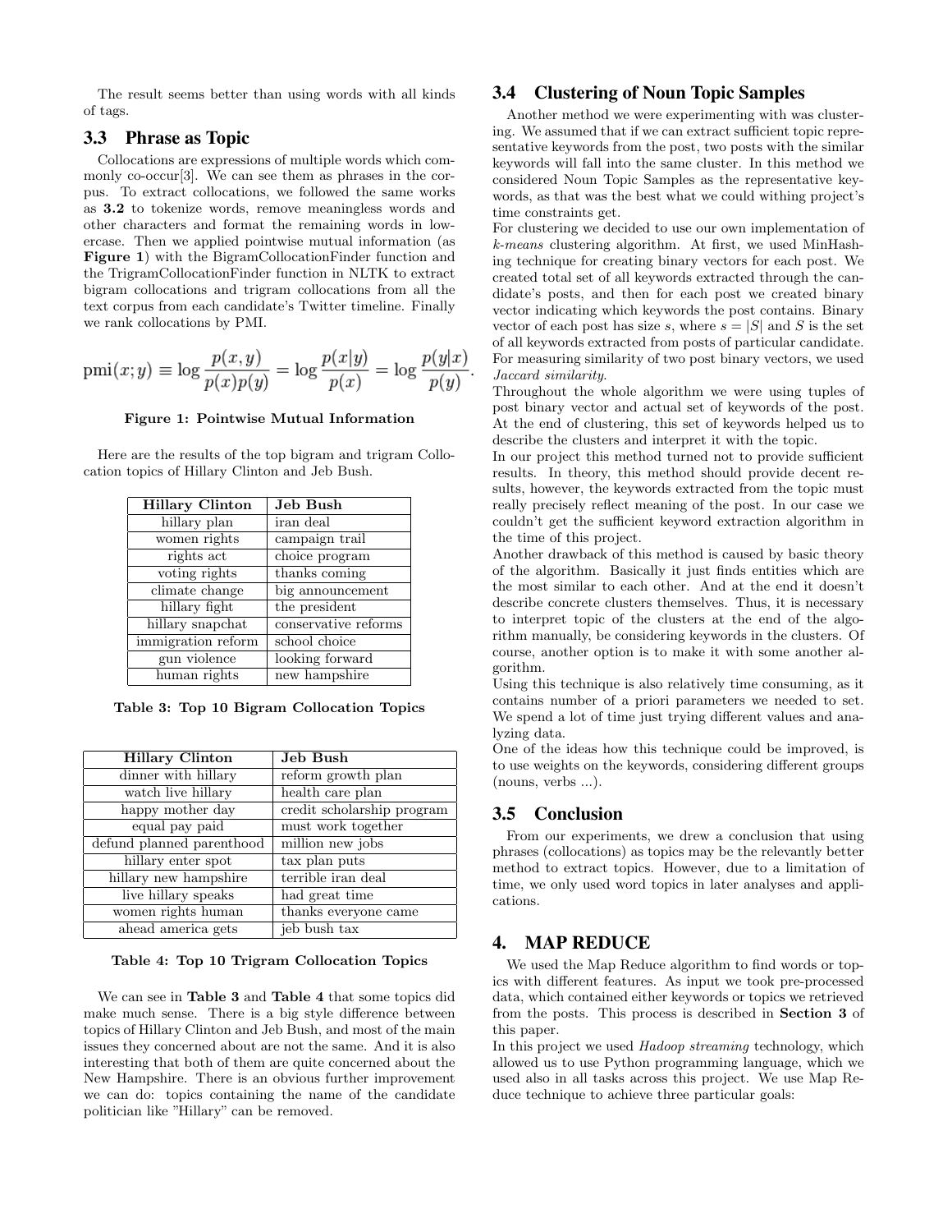The result seems better than using words with all kinds of tags.

### 3.3 Phrase as Topic

Collocations are expressions of multiple words which commonly co-occur[3]. We can see them as phrases in the corpus. To extract collocations, we followed the same works as **3.2** to tokenize words, remove meaningless words and other characters and format the remaining words in lowercase. Then we applied pointwise mutual information (as **Figure 1**) with the BigramCollocationFinder function and the TrigramCollocationFinder function in NLTK to extract bigram collocations and trigram collocations from all the text corpus from each candidate's Twitter timeline. Finally we rank collocations by PMI.

$$\mathrm{pmi}(x;y) \equiv \log \frac{p(x,y)}{p(x)p(y)} = \log \frac{p(x|y)}{p(x)} = \log \frac{p(y|x)}{p(y)}.$$

**Figure 1: Pointwise Mutual Information**

Here are the results of the top bigram and trigram Collocation topics of Hillary Clinton and Jeb Bush.

| Hillary Clinton | Jeb Bush |
|---|---|
| hillary plan | iran deal |
| women rights | campaign trail |
| rights act | choice program |
| voting rights | thanks coming |
| climate change | big announcement |
| hillary fight | the president |
| hillary snapchat | conservative reforms |
| immigration reform | school choice |
| gun violence | looking forward |
| human rights | new hampshire |

**Table 3: Top 10 Bigram Collocation Topics**

| Hillary Clinton | Jeb Bush |
|---|---|
| dinner with hillary | reform growth plan |
| watch live hillary | health care plan |
| happy mother day | credit scholarship program |
| equal pay paid | must work together |
| defund planned parenthood | million new jobs |
| hillary enter spot | tax plan puts |
| hillary new hampshire | terrible iran deal |
| live hillary speaks | had great time |
| women rights human | thanks everyone came |
| ahead america gets | jeb bush tax |

**Table 4: Top 10 Trigram Collocation Topics**

We can see in **Table 3** and **Table 4** that some topics did make much sense. There is a big style difference between topics of Hillary Clinton and Jeb Bush, and most of the main issues they concerned about are not the same. And it is also interesting that both of them are quite concerned about the New Hampshire. There is an obvious further improvement we can do: topics containing the name of the candidate politician like "Hillary" can be removed.

### 3.4 Clustering of Noun Topic Samples

Another method we were experimenting with was clustering. We assumed that if we can extract sufficient topic representative keywords from the post, two posts with the similar keywords will fall into the same cluster. In this method we considered Noun Topic Samples as the representative keywords, as that was the best what we could withing project's time constraints get.

For clustering we decided to use our own implementation of *k-means* clustering algorithm. At first, we used MinHashing technique for creating binary vectors for each post. We created total set of all keywords extracted through the candidate's posts, and then for each post we created binary vector indicating which keywords the post contains. Binary vector of each post has size $s$, where $s = |S|$ and $S$ is the set of all keywords extracted from posts of particular candidate. For measuring similarity of two post binary vectors, we used *Jaccard similarity*.

Throughout the whole algorithm we were using tuples of post binary vector and actual set of keywords of the post. At the end of clustering, this set of keywords helped us to describe the clusters and interpret it with the topic.

In our project this method turned not to provide sufficient results. In theory, this method should provide decent results, however, the keywords extracted from the topic must really precisely reflect meaning of the post. In our case we couldn't get the sufficient keyword extraction algorithm in the time of this project.

Another drawback of this method is caused by basic theory of the algorithm. Basically it just finds entities which are the most similar to each other. And at the end it doesn't describe concrete clusters themselves. Thus, it is necessary to interpret topic of the clusters at the end of the algorithm manually, be considering keywords in the clusters. Of course, another option is to make it with some another algorithm.

Using this technique is also relatively time consuming, as it contains number of a priori parameters we needed to set. We spend a lot of time just trying different values and analyzing data.

One of the ideas how this technique could be improved, is to use weights on the keywords, considering different groups (nouns, verbs ...).

### 3.5 Conclusion

From our experiments, we drew a conclusion that using phrases (collocations) as topics may be the relevantly better method to extract topics. However, due to a limitation of time, we only used word topics in later analyses and applications.

## 4. MAP REDUCE

We used the Map Reduce algorithm to find words or topics with different features. As input we took pre-processed data, which contained either keywords or topics we retrieved from the posts. This process is described in **Section 3** of this paper.

In this project we used *Hadoop streaming* technology, which allowed us to use Python programming language, which we used also in all tasks across this project. We use Map Reduce technique to achieve three particular goals: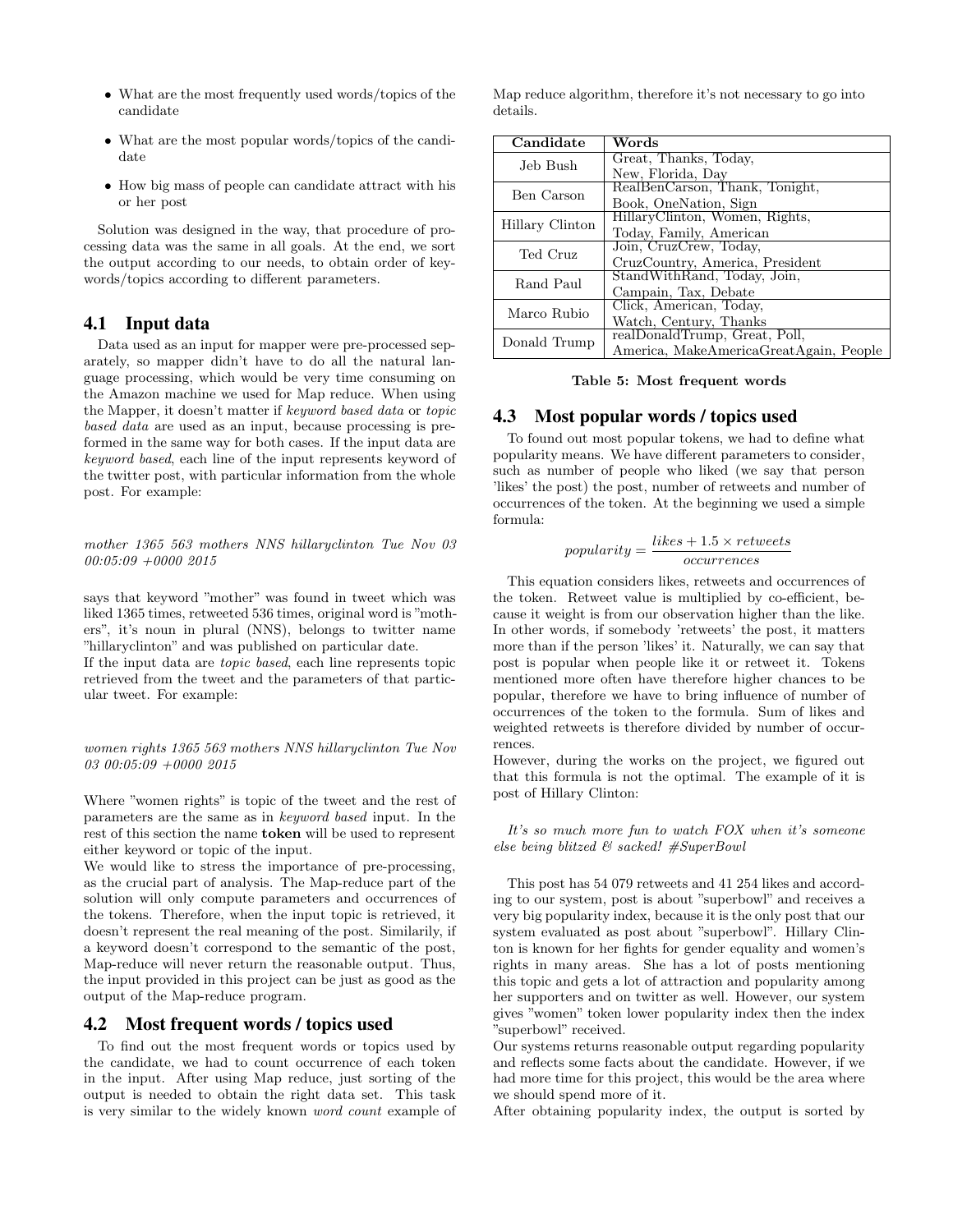- What are the most frequently used words/topics of the candidate
- What are the most popular words/topics of the candidate
- How big mass of people can candidate attract with his or her post

Solution was designed in the way, that procedure of processing data was the same in all goals. At the end, we sort the output according to our needs, to obtain order of keywords/topics according to different parameters.

## 4.1 Input data

Data used as an input for mapper were pre-processed separately, so mapper didn't have to do all the natural language processing, which would be very time consuming on the Amazon machine we used for Map reduce. When using the Mapper, it doesn't matter if *keyword based data* or *topic based data* are used as an input, because processing is preformed in the same way for both cases. If the input data are *keyword based*, each line of the input represents keyword of the twitter post, with particular information from the whole post. For example:

*mother 1365 563 mothers NNS hillaryclinton Tue Nov 03 00:05:09 +0000 2015*

says that keyword "mother" was found in tweet which was liked 1365 times, retweeted 536 times, original word is "mothers", it's noun in plural (NNS), belongs to twitter name "hillaryclinton" and was published on particular date.
If the input data are *topic based*, each line represents topic retrieved from the tweet and the parameters of that particular tweet. For example:

*women rights 1365 563 mothers NNS hillaryclinton Tue Nov 03 00:05:09 +0000 2015*

Where "women rights" is topic of the tweet and the rest of parameters are the same as in *keyword based* input. In the rest of this section the name **token** will be used to represent either keyword or topic of the input.
We would like to stress the importance of pre-processing, as the crucial part of analysis. The Map-reduce part of the solution will only compute parameters and occurrences of the tokens. Therefore, when the input topic is retrieved, it doesn't represent the real meaning of the post. Similarily, if a keyword doesn't correspond to the semantic of the post, Map-reduce will never return the reasonable output. Thus, the input provided in this project can be just as good as the output of the Map-reduce program.

## 4.2 Most frequent words / topics used

To find out the most frequent words or topics used by the candidate, we had to count occurrence of each token in the input. After using Map reduce, just sorting of the output is needed to obtain the right data set. This task is very similar to the widely known *word count* example of Map reduce algorithm, therefore it's not necessary to go into details.

| Candidate | Words |
|---|---|
| Jeb Bush | Great, Thanks, Today, New, Florida, Day |
| Ben Carson | RealBenCarson, Thank, Tonight, Book, OneNation, Sign |
| Hillary Clinton | HillaryClinton, Women, Rights, Today, Family, American |
| Ted Cruz | Join, CruzCrew, Today, CruzCountry, America, President |
| Rand Paul | StandWithRand, Today, Join, Campain, Tax, Debate |
| Marco Rubio | Click, American, Today, Watch, Century, Thanks |
| Donald Trump | realDonaldTrump, Great, Poll, America, MakeAmericaGreatAgain, People |

**Table 5: Most frequent words**

## 4.3 Most popular words / topics used

To found out most popular tokens, we had to define what popularity means. We have different parameters to consider, such as number of people who liked (we say that person 'likes' the post) the post, number of retweets and number of occurrences of the token. At the beginning we used a simple formula:

$$popularity = \frac{likes + 1.5 \times retweets}{occurrences}$$

This equation considers likes, retweets and occurrences of the token. Retweet value is multiplied by co-efficient, because it weight is from our observation higher than the like. In other words, if somebody 'retweets' the post, it matters more than if the person 'likes' it. Naturally, we can say that post is popular when people like it or retweet it. Tokens mentioned more often have therefore higher chances to be popular, therefore we have to bring influence of number of occurrences of the token to the formula. Sum of likes and weighted retweets is therefore divided by number of occurrences.
However, during the works on the project, we figured out that this formula is not the optimal. The example of it is post of Hillary Clinton:

*It's so much more fun to watch FOX when it's someone else being blitzed & sacked! #SuperBowl*

This post has 54 079 retweets and 41 254 likes and according to our system, post is about "superbowl" and receives a very big popularity index, because it is the only post that our system evaluated as post about "superbowl". Hillary Clinton is known for her fights for gender equality and women's rights in many areas. She has a lot of posts mentioning this topic and gets a lot of attraction and popularity among her supporters and on twitter as well. However, our system gives "women" token lower popularity index then the index "superbowl" received.
Our systems returns reasonable output regarding popularity and reflects some facts about the candidate. However, if we had more time for this project, this would be the area where we should spend more of it.
After obtaining popularity index, the output is sorted by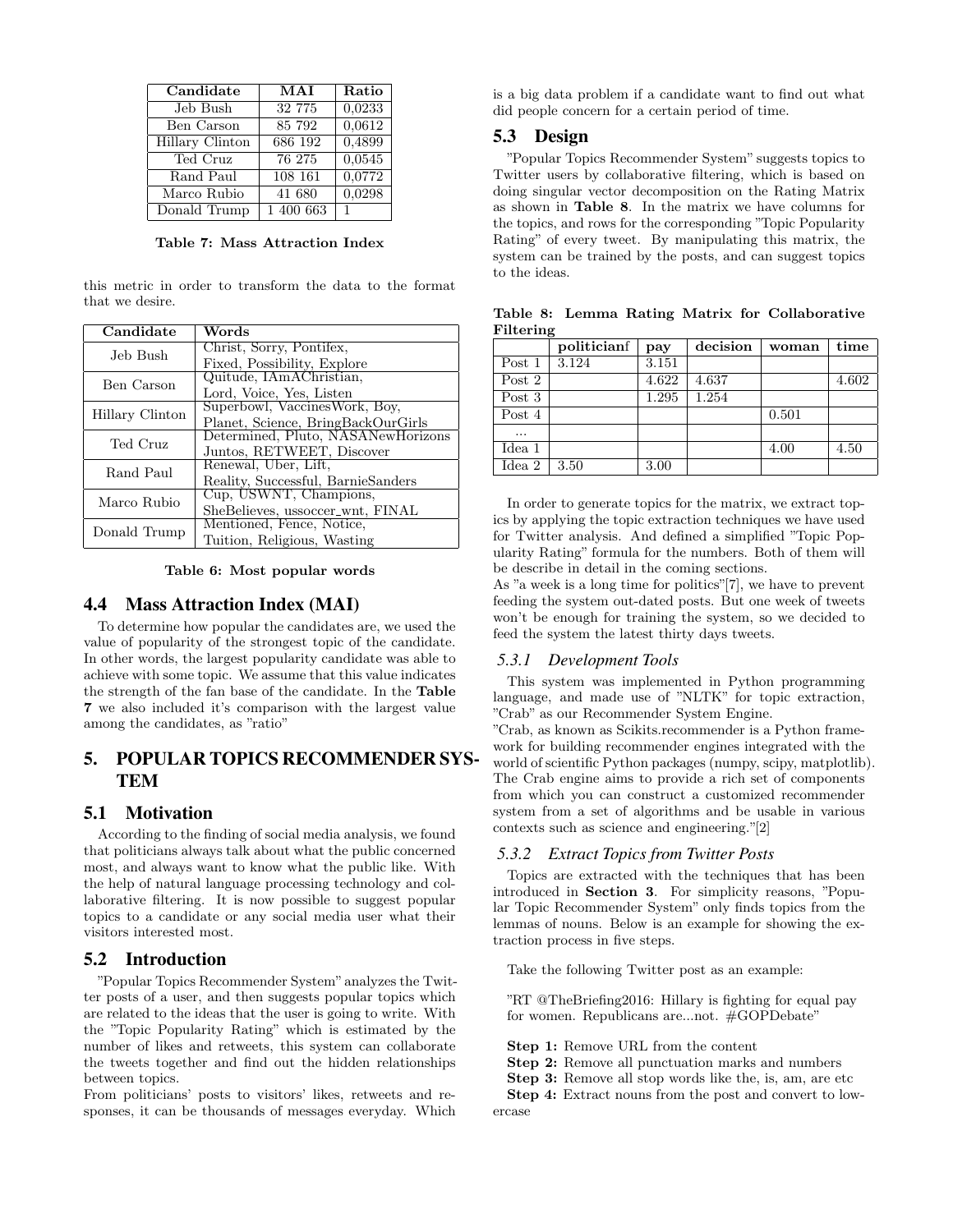| Candidate | MAI | Ratio |
|---|---|---|
| Jeb Bush | 32 775 | 0,0233 |
| Ben Carson | 85 792 | 0,0612 |
| Hillary Clinton | 686 192 | 0,4899 |
| Ted Cruz | 76 275 | 0,0545 |
| Rand Paul | 108 161 | 0,0772 |
| Marco Rubio | 41 680 | 0,0298 |
| Donald Trump | 1 400 663 | 1 |

**Table 7: Mass Attraction Index**

this metric in order to transform the data to the format that we desire.

| Candidate | Words |
|---|---|
| Jeb Bush | Christ, Sorry, Pontifex, Fixed, Possibility, Explore |
| Ben Carson | Quitude, IAmAChristian, Lord, Voice, Yes, Listen |
| Hillary Clinton | Superbowl, VaccinesWork, Boy, Planet, Science, BringBackOurGirls |
| Ted Cruz | Determined, Pluto, NASANewHorizons Juntos, RETWEET, Discover |
| Rand Paul | Renewal, Uber, Lift, Reality, Successful, BarnieSanders |
| Marco Rubio | Cup, USWNT, Champions, SheBelieves, ussoccer_wnt, FINAL |
| Donald Trump | Mentioned, Fence, Notice, Tuition, Religious, Wasting |

**Table 6: Most popular words**

## 4.4 Mass Attraction Index (MAI)

To determine how popular the candidates are, we used the value of popularity of the strongest topic of the candidate. In other words, the largest popularity candidate was able to achieve with some topic. We assume that this value indicates the strength of the fan base of the candidate. In the **Table 7** we also included it's comparison with the largest value among the candidates, as "ratio"

# 5. POPULAR TOPICS RECOMMENDER SYSTEM

## 5.1 Motivation

According to the finding of social media analysis, we found that politicians always talk about what the public concerned most, and always want to know what the public like. With the help of natural language processing technology and collaborative filtering. It is now possible to suggest popular topics to a candidate or any social media user what their visitors interested most.

## 5.2 Introduction

"Popular Topics Recommender System" analyzes the Twitter posts of a user, and then suggests popular topics which are related to the ideas that the user is going to write. With the "Topic Popularity Rating" which is estimated by the number of likes and retweets, this system can collaborate the tweets together and find out the hidden relationships between topics.

From politicians' posts to visitors' likes, retweets and responses, it can be thousands of messages everyday. Which is a big data problem if a candidate want to find out what did people concern for a certain period of time.

## 5.3 Design

"Popular Topics Recommender System" suggests topics to Twitter users by collaborative filtering, which is based on doing singular vector decomposition on the Rating Matrix as shown in **Table 8**. In the matrix we have columns for the topics, and rows for the corresponding "Topic Popularity Rating" of every tweet. By manipulating this matrix, the system can be trained by the posts, and can suggest topics to the ideas.

**Table 8: Lemma Rating Matrix for Collaborative Filtering**

| | politicianf | pay | decision | woman | time |
|---|---|---|---|---|---|
| Post 1 | 3.124 | 3.151 | | | |
| Post 2 | | 4.622 | 4.637 | | 4.602 |
| Post 3 | | 1.295 | 1.254 | | |
| Post 4 | | | | 0.501 | |
| ... | | | | | |
| Idea 1 | | | | 4.00 | 4.50 |
| Idea 2 | 3.50 | 3.00 | | | |

In order to generate topics for the matrix, we extract topics by applying the topic extraction techniques we have used for Twitter analysis. And defined a simplified "Topic Popularity Rating" formula for the numbers. Both of them will be describe in detail in the coming sections.

As "a week is a long time for politics"[7], we have to prevent feeding the system out-dated posts. But one week of tweets won't be enough for training the system, so we decided to feed the system the latest thirty days tweets.

### 5.3.1 Development Tools

This system was implemented in Python programming language, and made use of "NLTK" for topic extraction, "Crab" as our Recommender System Engine.

"Crab, as known as Scikits.recommender is a Python framework for building recommender engines integrated with the world of scientific Python packages (numpy, scipy, matplotlib). The Crab engine aims to provide a rich set of components from which you can construct a customized recommender system from a set of algorithms and be usable in various contexts such as science and engineering."[2]

### 5.3.2 Extract Topics from Twitter Posts

Topics are extracted with the techniques that has been introduced in **Section 3**. For simplicity reasons, "Popular Topic Recommender System" only finds topics from the lemmas of nouns. Below is an example for showing the extraction process in five steps.

Take the following Twitter post as an example:

"RT @TheBriefing2016: Hillary is fighting for equal pay for women. Republicans are...not. #GOPDebate"

**Step 1:** Remove URL from the content

**Step 2:** Remove all punctuation marks and numbers

**Step 3:** Remove all stop words like the, is, am, are etc

**Step 4:** Extract nouns from the post and convert to lowercase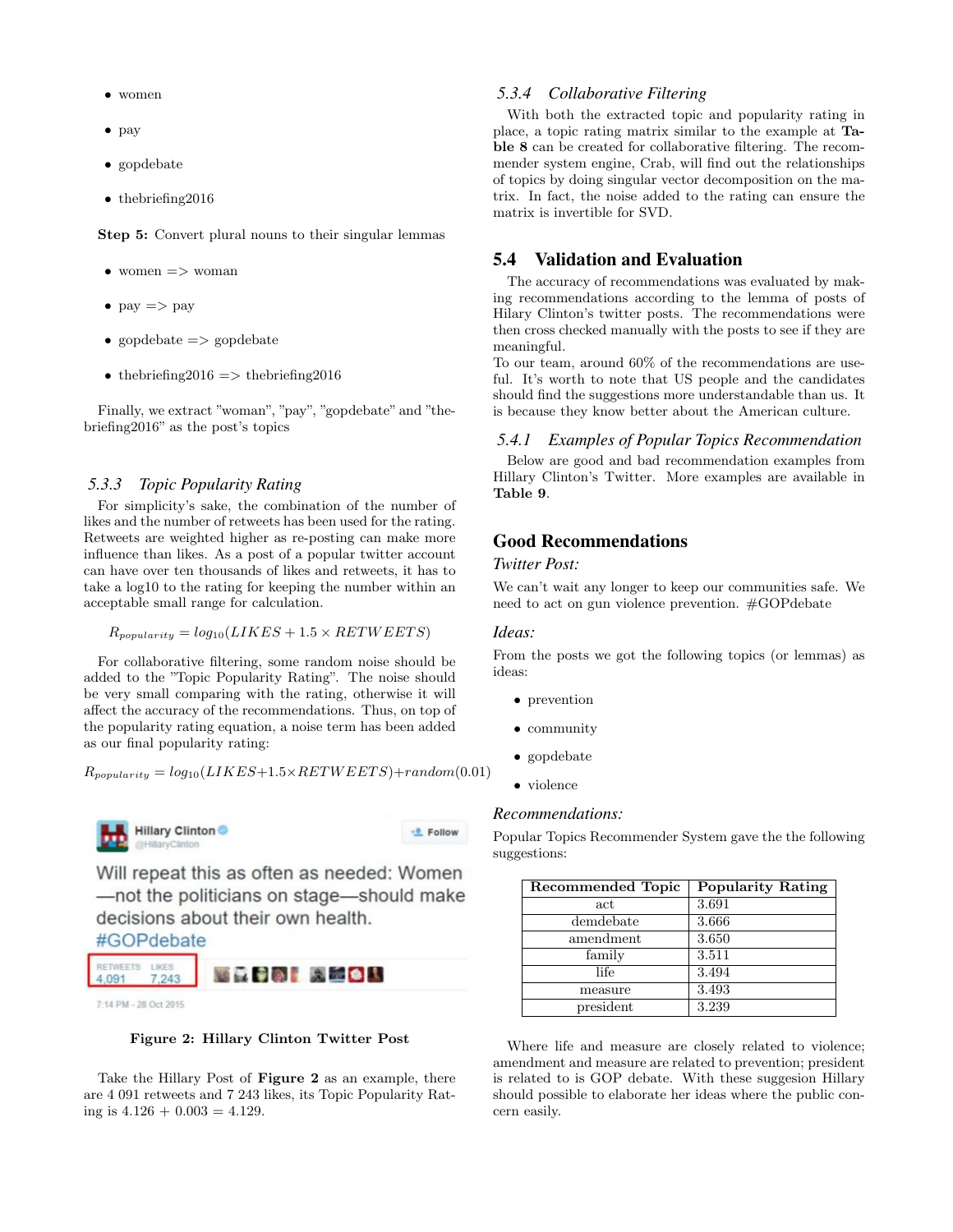- women
- pay
- gopdebate
- thebriefing2016

**Step 5:** Convert plural nouns to their singular lemmas

- women => woman
- pay => pay
- gopdebate => gopdebate
- thebriefing2016 => thebriefing2016

Finally, we extract "woman", "pay", "gopdebate" and "thebriefing2016" as the post's topics

### 5.3.3 Topic Popularity Rating

For simplicity's sake, the combination of the number of likes and the number of retweets has been used for the rating. Retweets are weighted higher as re-posting can make more influence than likes. As a post of a popular twitter account can have over ten thousands of likes and retweets, it has to take a log10 to the rating for keeping the number within an acceptable small range for calculation.

$$R_{popularity} = log_{10}(LIKES + 1.5 \times RETWEETS)$$

For collaborative filtering, some random noise should be added to the "Topic Popularity Rating". The noise should be very small comparing with the rating, otherwise it will affect the accuracy of the recommendations. Thus, on top of the popularity rating equation, a noise term has been added as our final popularity rating:

$$R_{popularity} = log_{10}(LIKES + 1.5 \times RETWEETS) + random(0.01)$$

**Figure 2: Hillary Clinton Twitter Post**

Take the Hillary Post of **Figure 2** as an example, there are 4 091 retweets and 7 243 likes, its Topic Popularity Rating is 4.126 + 0.003 = 4.129.

### 5.3.4 Collaborative Filtering

With both the extracted topic and popularity rating in place, a topic rating matrix similar to the example at **Table 8** can be created for collaborative filtering. The recommender system engine, Crab, will find out the relationships of topics by doing singular vector decomposition on the matrix. In fact, the noise added to the rating can ensure the matrix is invertible for SVD.

## 5.4 Validation and Evaluation

The accuracy of recommendations was evaluated by making recommendations according to the lemma of posts of Hilary Clinton's twitter posts. The recommendations were then cross checked manually with the posts to see if they are meaningful.
To our team, around 60% of the recommendations are useful. It's worth to note that US people and the candidates should find the suggestions more understandable than us. It is because they know better about the American culture.

### 5.4.1 Examples of Popular Topics Recommendation

Below are good and bad recommendation examples from Hillary Clinton's Twitter. More examples are available in **Table 9**.

## Good Recommendations

### *Twitter Post:*

We can't wait any longer to keep our communities safe. We need to act on gun violence prevention. #GOPdebate

### *Ideas:*

From the posts we got the following topics (or lemmas) as ideas:

- prevention
- community
- gopdebate
- violence

### *Recommendations:*

Popular Topics Recommender System gave the the following suggestions:

| Recommended Topic | Popularity Rating |
|---|---|
| act | 3.691 |
| demdebate | 3.666 |
| amendment | 3.650 |
| family | 3.511 |
| life | 3.494 |
| measure | 3.493 |
| president | 3.239 |

Where life and measure are closely related to violence; amendment and measure are related to prevention; president is related to is GOP debate. With these suggesion Hillary should possible to elaborate her ideas where the public concern easily.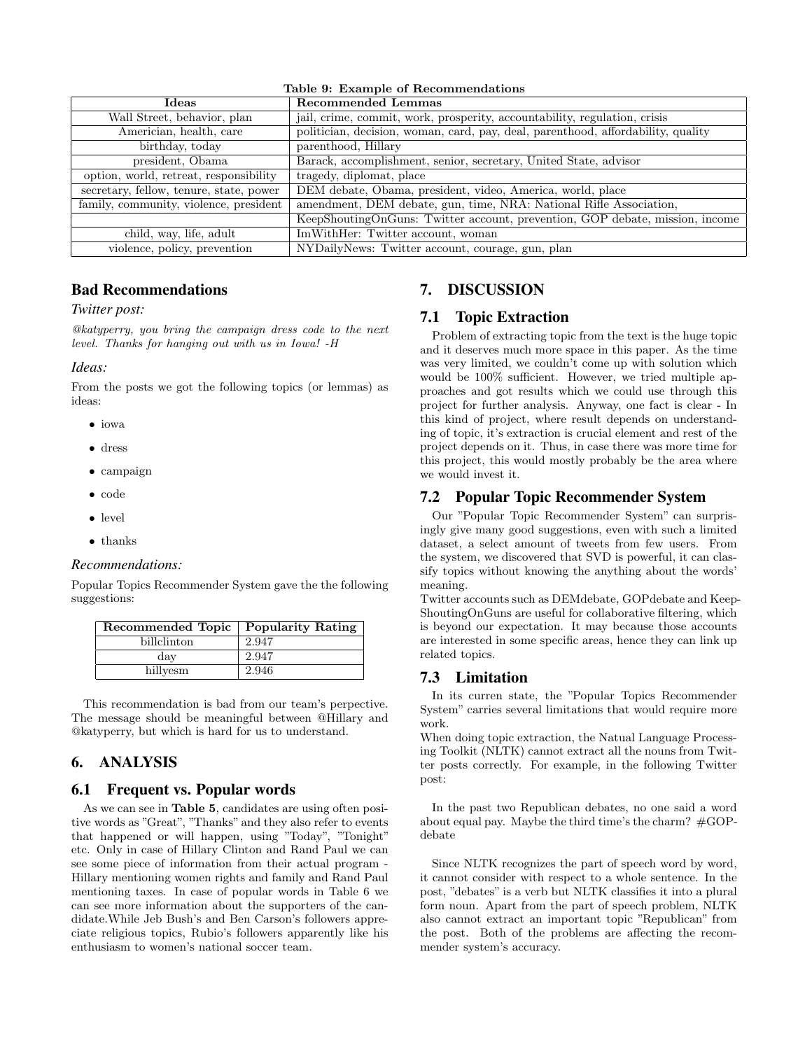**Table 9: Example of Recommendations**

| Ideas | Recommended Lemmas |
|---|---|
| Wall Street, behavior, plan | jail, crime, commit, work, prosperity, accountability, regulation, crisis |
| Americian, health, care | politician, decision, woman, card, pay, deal, parenthood, affordability, quality |
| birthday, today | parenthood, Hillary |
| president, Obama | Barack, accomplishment, senior, secretary, United State, advisor |
| option, world, retreat, responsibility | tragedy, diplomat, place |
| secretary, fellow, tenure, state, power | DEM debate, Obama, president, video, America, world, place |
| family, community, violence, president | amendment, DEM debate, gun, time, NRA: National Rifle Association, |
| | KeepShoutingOnGuns: Twitter account, prevention, GOP debate, mission, income |
| child, way, life, adult | ImWithHer: Twitter account, woman |
| violence, policy, prevention | NYDailyNews: Twitter account, courage, gun, plan |

## Bad Recommendations

### Twitter post:

*@katyperry, you bring the campaign dress code to the next level. Thanks for hanging out with us in Iowa! -H*

### Ideas:

From the posts we got the following topics (or lemmas) as ideas:

- iowa
- dress
- campaign
- code
- level
- thanks

### Recommendations:

Popular Topics Recommender System gave the the following suggestions:

| Recommended Topic | Popularity Rating |
|---|---|
| billclinton | 2.947 |
| day | 2.947 |
| hillyesm | 2.946 |

This recommendation is bad from our team's perpective. The message should be meaningful between @Hillary and @katyperry, but which is hard for us to understand.

## 6. ANALYSIS

### 6.1 Frequent vs. Popular words

As we can see in **Table 5**, candidates are using often positive words as "Great", "Thanks" and they also refer to events that happened or will happen, using "Today", "Tonight" etc. Only in case of Hillary Clinton and Rand Paul we can see some piece of information from their actual program - Hillary mentioning women rights and family and Rand Paul mentioning taxes. In case of popular words in Table 6 we can see more information about the supporters of the candidate.While Jeb Bush's and Ben Carson's followers appreciate religious topics, Rubio's followers apparently like his enthusiasm to women's national soccer team.

## 7. DISCUSSION

### 7.1 Topic Extraction

Problem of extracting topic from the text is the huge topic and it deserves much more space in this paper. As the time was very limited, we couldn't come up with solution which would be 100% sufficient. However, we tried multiple approaches and got results which we could use through this project for further analysis. Anyway, one fact is clear - In this kind of project, where result depends on understanding of topic, it's extraction is crucial element and rest of the project depends on it. Thus, in case there was more time for this project, this would mostly probably be the area where we would invest it.

### 7.2 Popular Topic Recommender System

Our "Popular Topic Recommender System" can surprisingly give many good suggestions, even with such a limited dataset, a select amount of tweets from few users. From the system, we discovered that SVD is powerful, it can classify topics without knowing the anything about the words' meaning.

Twitter accounts such as DEMdebate, GOPdebate and KeepShoutingOnGuns are useful for collaborative filtering, which is beyond our expectation. It may because those accounts are interested in some specific areas, hence they can link up related topics.

### 7.3 Limitation

In its curren state, the "Popular Topics Recommender System" carries several limitations that would require more work.

When doing topic extraction, the Natual Language Processing Toolkit (NLTK) cannot extract all the nouns from Twitter posts correctly. For example, in the following Twitter post:

In the past two Republican debates, no one said a word about equal pay. Maybe the third time's the charm? #GOPdebate

Since NLTK recognizes the part of speech word by word, it cannot consider with respect to a whole sentence. In the post, "debates" is a verb but NLTK classifies it into a plural form noun. Apart from the part of speech problem, NLTK also cannot extract an important topic "Republican" from the post. Both of the problems are affecting the recommender system's accuracy.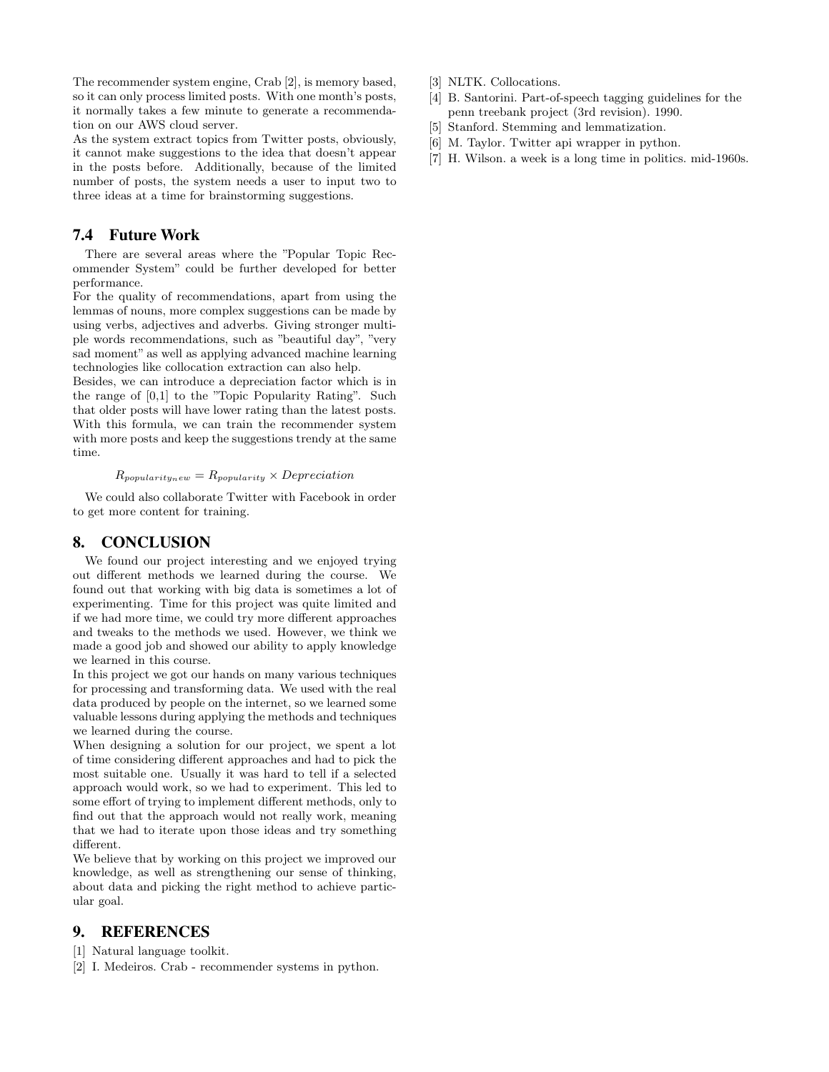The recommender system engine, Crab [2], is memory based, so it can only process limited posts. With one month's posts, it normally takes a few minute to generate a recommendation on our AWS cloud server.
As the system extract topics from Twitter posts, obviously, it cannot make suggestions to the idea that doesn't appear in the posts before. Additionally, because of the limited number of posts, the system needs a user to input two to three ideas at a time for brainstorming suggestions.

### 7.4 Future Work

There are several areas where the "Popular Topic Recommender System" could be further developed for better performance.
For the quality of recommendations, apart from using the lemmas of nouns, more complex suggestions can be made by using verbs, adjectives and adverbs. Giving stronger multiple words recommendations, such as "beautiful day", "very sad moment" as well as applying advanced machine learning technologies like collocation extraction can also help.
Besides, we can introduce a depreciation factor which is in the range of [0,1] to the "Topic Popularity Rating". Such that older posts will have lower rating than the latest posts. With this formula, we can train the recommender system with more posts and keep the suggestions trendy at the same time.

$$R_{popularity_{new}} = R_{popularity} \times Depreciation$$

We could also collaborate Twitter with Facebook in order to get more content for training.

## 8. CONCLUSION

We found our project interesting and we enjoyed trying out different methods we learned during the course. We found out that working with big data is sometimes a lot of experimenting. Time for this project was quite limited and if we had more time, we could try more different approaches and tweaks to the methods we used. However, we think we made a good job and showed our ability to apply knowledge we learned in this course.
In this project we got our hands on many various techniques for processing and transforming data. We used with the real data produced by people on the internet, so we learned some valuable lessons during applying the methods and techniques we learned during the course.
When designing a solution for our project, we spent a lot of time considering different approaches and had to pick the most suitable one. Usually it was hard to tell if a selected approach would work, so we had to experiment. This led to some effort of trying to implement different methods, only to find out that the approach would not really work, meaning that we had to iterate upon those ideas and try something different.
We believe that by working on this project we improved our knowledge, as well as strengthening our sense of thinking, about data and picking the right method to achieve particular goal.

## 9. REFERENCES

[1] Natural language toolkit.
[2] I. Medeiros. Crab - recommender systems in python.
[3] NLTK. Collocations.
[4] B. Santorini. Part-of-speech tagging guidelines for the penn treebank project (3rd revision). 1990.
[5] Stanford. Stemming and lemmatization.
[6] M. Taylor. Twitter api wrapper in python.
[7] H. Wilson. a week is a long time in politics. mid-1960s.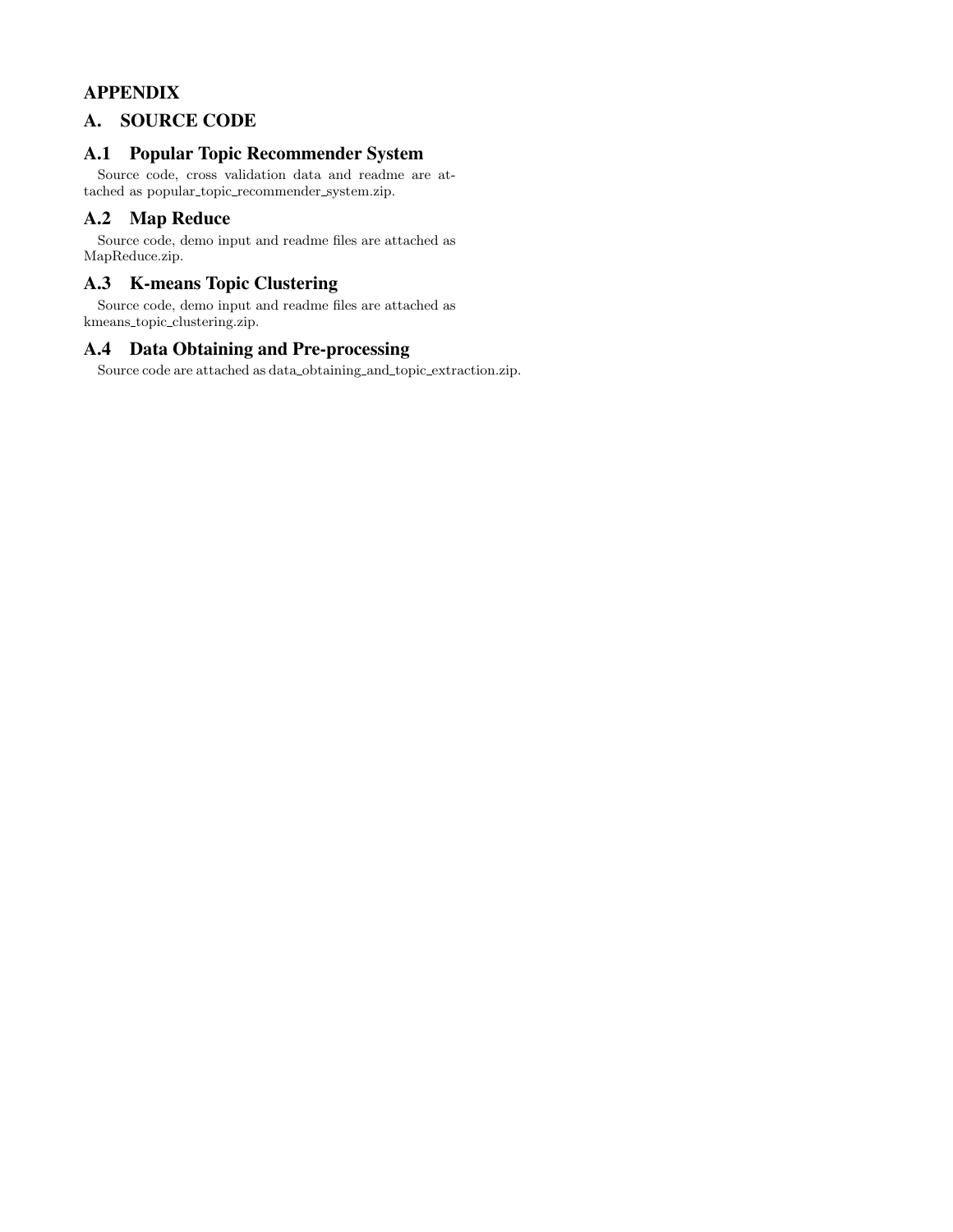# APPENDIX

## A. SOURCE CODE

### A.1 Popular Topic Recommender System

Source code, cross validation data and readme are attached as popular_topic_recommender_system.zip.

### A.2 Map Reduce

Source code, demo input and readme files are attached as MapReduce.zip.

### A.3 K-means Topic Clustering

Source code, demo input and readme files are attached as kmeans_topic_clustering.zip.

### A.4 Data Obtaining and Pre-processing

Source code are attached as data_obtaining_and_topic_extraction.zip.